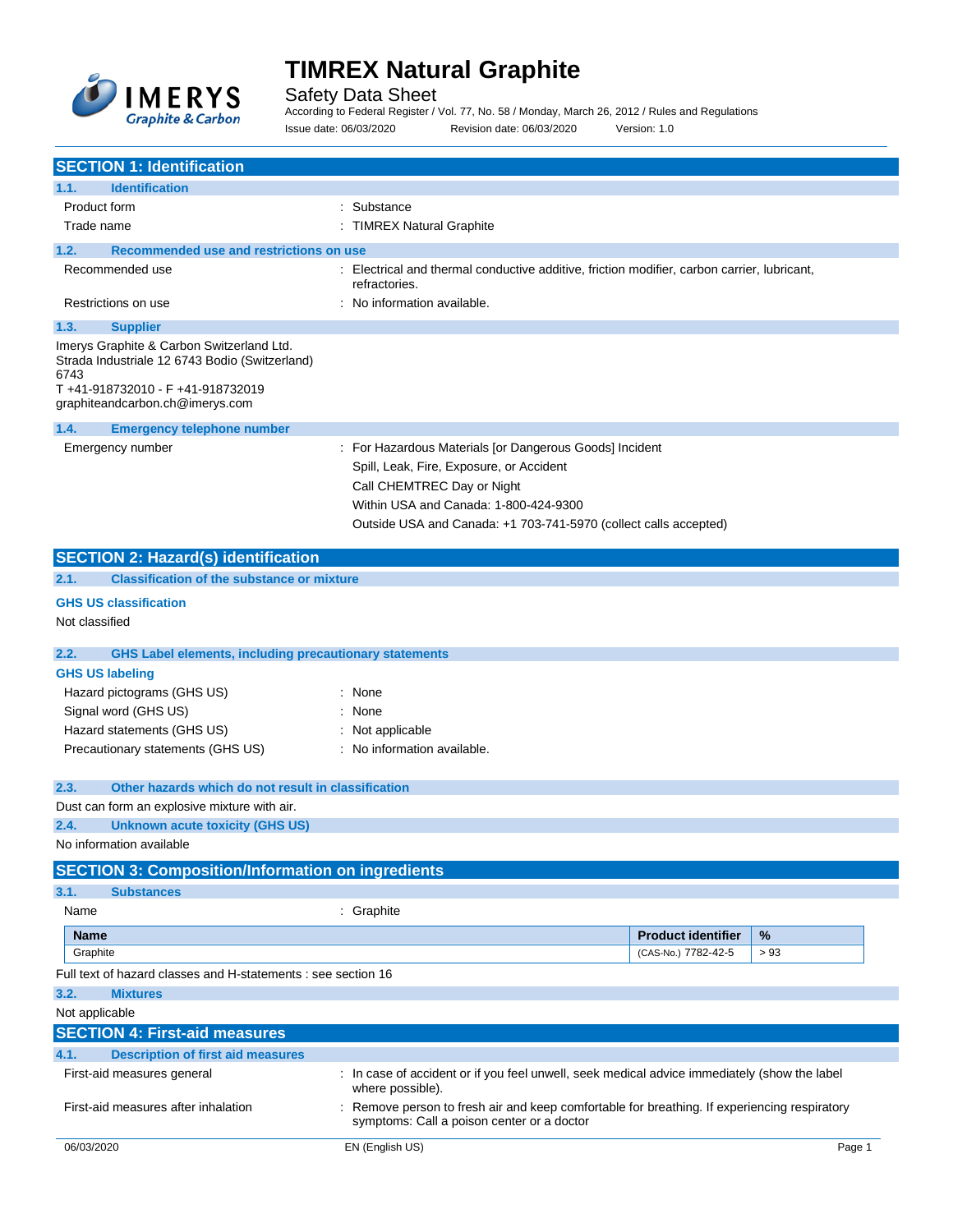# TIMREX Natural Graphite

Safety Data Sheet

According to Federal Register / Vol. 77, No. 58 / Monday, March 26, 2012 / Rules and Regulations

Issue date: 06/03/2020 Revision date: 06/03/2020 Version: 1.0

## SECTION 1: Identification

### 1.1. Identification

| | |
|---|---|
| Product form | : Substance |
| Trade name | : TIMREX Natural Graphite |

### 1.2. Recommended use and restrictions on use

| | |
|---|---|
| Recommended use | : Electrical and thermal conductive additive, friction modifier, carbon carrier, lubricant, refractories. |
| Restrictions on use | : No information available. |

### 1.3. Supplier

Imerys Graphite & Carbon Switzerland Ltd.
Strada Industriale 12 6743 Bodio (Switzerland)
6743
T +41-918732010 - F +41-918732019
graphiteandcarbon.ch@imerys.com

### 1.4. Emergency telephone number

Emergency number : For Hazardous Materials [or Dangerous Goods] Incident
Spill, Leak, Fire, Exposure, or Accident
Call CHEMTREC Day or Night
Within USA and Canada: 1-800-424-9300
Outside USA and Canada: +1 703-741-5970 (collect calls accepted)

## SECTION 2: Hazard(s) identification

### 2.1. Classification of the substance or mixture

**GHS US classification**

Not classified

### 2.2. GHS Label elements, including precautionary statements

**GHS US labeling**

| | |
|---|---|
| Hazard pictograms (GHS US) | : None |
| Signal word (GHS US) | : None |
| Hazard statements (GHS US) | : Not applicable |
| Precautionary statements (GHS US) | : No information available. |

### 2.3. Other hazards which do not result in classification

Dust can form an explosive mixture with air.

### 2.4. Unknown acute toxicity (GHS US)

No information available

## SECTION 3: Composition/Information on ingredients

### 3.1. Substances

Name : Graphite

| Name | Product identifier | % |
|---|---|---|
| Graphite | (CAS-No.) 7782-42-5 | > 93 |

Full text of hazard classes and H-statements : see section 16

### 3.2. Mixtures

Not applicable

## SECTION 4: First-aid measures

### 4.1. Description of first aid measures

| | |
|---|---|
| First-aid measures general | : In case of accident or if you feel unwell, seek medical advice immediately (show the label where possible). |
| First-aid measures after inhalation | : Remove person to fresh air and keep comfortable for breathing. If experiencing respiratory symptoms: Call a poison center or a doctor |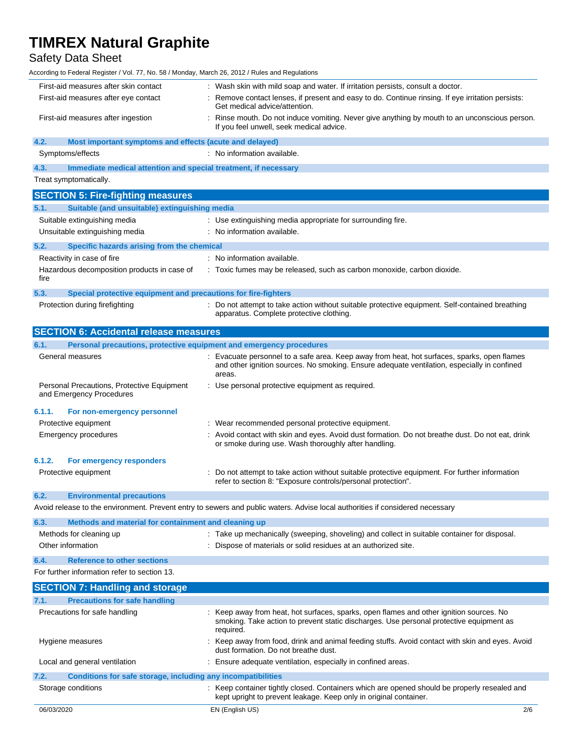First-aid measures after skin contact : Wash skin with mild soap and water. If irritation persists, consult a doctor.

First-aid measures after eye contact : Remove contact lenses, if present and easy to do. Continue rinsing. If eye irritation persists: Get medical advice/attention.

First-aid measures after ingestion : Rinse mouth. Do not induce vomiting. Never give anything by mouth to an unconscious person. If you feel unwell, seek medical advice.

### 4.2. Most important symptoms and effects (acute and delayed)

Symptoms/effects : No information available.

### 4.3. Immediate medical attention and special treatment, if necessary

Treat symptomatically.

## SECTION 5: Fire-fighting measures

### 5.1. Suitable (and unsuitable) extinguishing media

Suitable extinguishing media : Use extinguishing media appropriate for surrounding fire.

Unsuitable extinguishing media : No information available.

### 5.2. Specific hazards arising from the chemical

Reactivity in case of fire : No information available.

Hazardous decomposition products in case of fire : Toxic fumes may be released, such as carbon monoxide, carbon dioxide.

### 5.3. Special protective equipment and precautions for fire-fighters

Protection during firefighting : Do not attempt to take action without suitable protective equipment. Self-contained breathing apparatus. Complete protective clothing.

## SECTION 6: Accidental release measures

### 6.1. Personal precautions, protective equipment and emergency procedures

General measures : Evacuate personnel to a safe area. Keep away from heat, hot surfaces, sparks, open flames and other ignition sources. No smoking. Ensure adequate ventilation, especially in confined areas.

Personal Precautions, Protective Equipment and Emergency Procedures : Use personal protective equipment as required.

#### 6.1.1. For non-emergency personnel

Protective equipment : Wear recommended personal protective equipment.

Emergency procedures : Avoid contact with skin and eyes. Avoid dust formation. Do not breathe dust. Do not eat, drink or smoke during use. Wash thoroughly after handling.

#### 6.1.2. For emergency responders

Protective equipment : Do not attempt to take action without suitable protective equipment. For further information refer to section 8: "Exposure controls/personal protection".

### 6.2. Environmental precautions

Avoid release to the environment. Prevent entry to sewers and public waters. Advise local authorities if considered necessary

### 6.3. Methods and material for containment and cleaning up

Methods for cleaning up : Take up mechanically (sweeping, shoveling) and collect in suitable container for disposal.

Other information : Dispose of materials or solid residues at an authorized site.

### 6.4. Reference to other sections

For further information refer to section 13.

## SECTION 7: Handling and storage

### 7.1. Precautions for safe handling

Precautions for safe handling : Keep away from heat, hot surfaces, sparks, open flames and other ignition sources. No smoking. Take action to prevent static discharges. Use personal protective equipment as required.

Hygiene measures : Keep away from food, drink and animal feeding stuffs. Avoid contact with skin and eyes. Avoid dust formation. Do not breathe dust.

Local and general ventilation : Ensure adequate ventilation, especially in confined areas.

### 7.2. Conditions for safe storage, including any incompatibilities

Storage conditions : Keep container tightly closed. Containers which are opened should be properly resealed and kept upright to prevent leakage. Keep only in original container.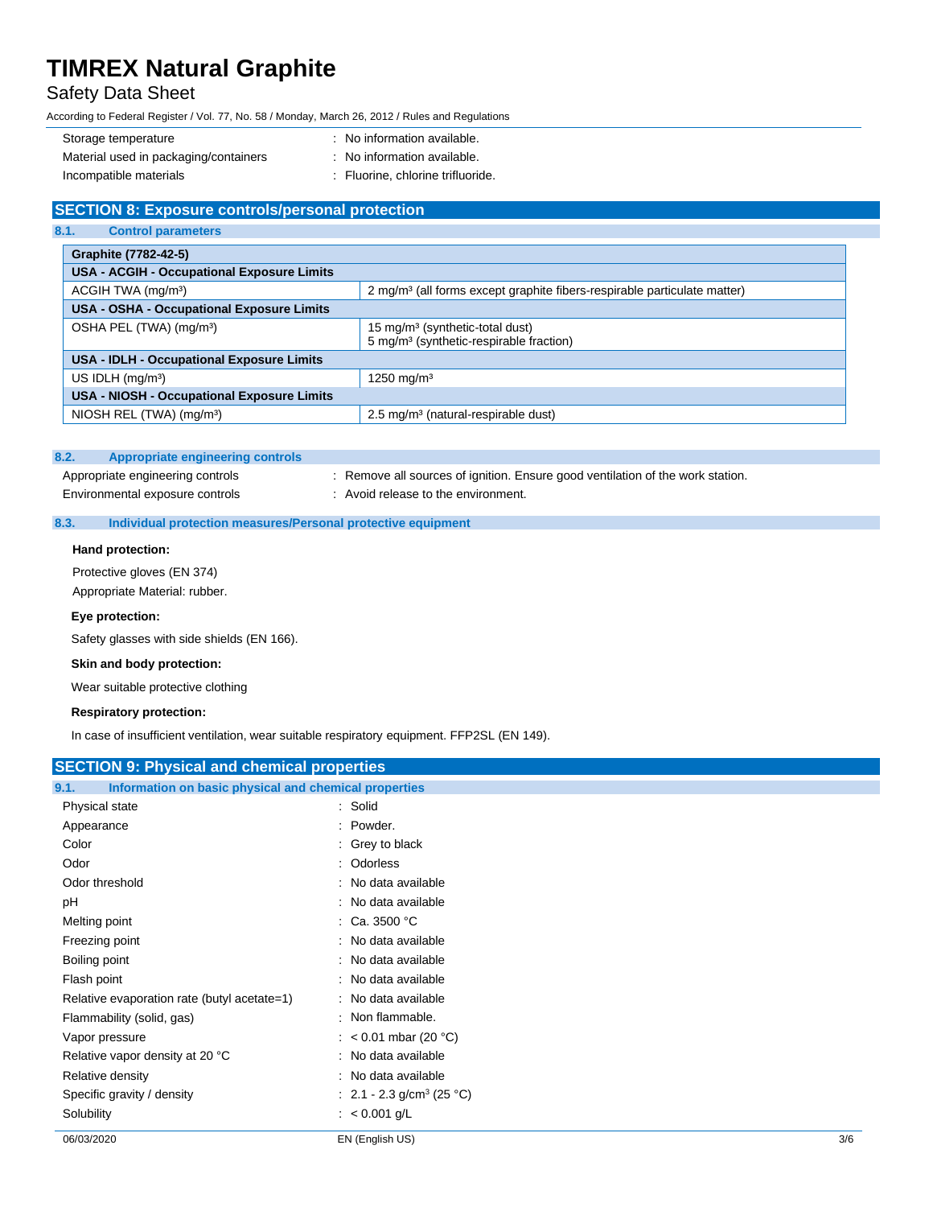| | |
|---|---|
| Storage temperature | : No information available. |
| Material used in packaging/containers | : No information available. |
| Incompatible materials | : Fluorine, chlorine trifluoride. |

## SECTION 8: Exposure controls/personal protection

### 8.1. Control parameters

| Graphite (7782-42-5) | |
|---|---|
| **USA - ACGIH - Occupational Exposure Limits** | |
| ACGIH TWA (mg/m³) | 2 mg/m³ (all forms except graphite fibers-respirable particulate matter) |
| **USA - OSHA - Occupational Exposure Limits** | |
| OSHA PEL (TWA) (mg/m³) | 15 mg/m³ (synthetic-total dust)<br>5 mg/m³ (synthetic-respirable fraction) |
| **USA - IDLH - Occupational Exposure Limits** | |
| US IDLH (mg/m³) | 1250 mg/m³ |
| **USA - NIOSH - Occupational Exposure Limits** | |
| NIOSH REL (TWA) (mg/m³) | 2.5 mg/m³ (natural-respirable dust) |

### 8.2. Appropriate engineering controls

| | |
|---|---|
| Appropriate engineering controls | : Remove all sources of ignition. Ensure good ventilation of the work station. |
| Environmental exposure controls | : Avoid release to the environment. |

### 8.3. Individual protection measures/Personal protective equipment

**Hand protection:**

Protective gloves (EN 374)

Appropriate Material: rubber.

**Eye protection:**

Safety glasses with side shields (EN 166).

**Skin and body protection:**

Wear suitable protective clothing

**Respiratory protection:**

In case of insufficient ventilation, wear suitable respiratory equipment. FFP2SL (EN 149).

## SECTION 9: Physical and chemical properties

### 9.1. Information on basic physical and chemical properties

| | |
|---|---|
| Physical state | : Solid |
| Appearance | : Powder. |
| Color | : Grey to black |
| Odor | : Odorless |
| Odor threshold | : No data available |
| pH | : No data available |
| Melting point | : Ca. 3500 °C |
| Freezing point | : No data available |
| Boiling point | : No data available |
| Flash point | : No data available |
| Relative evaporation rate (butyl acetate=1) | : No data available |
| Flammability (solid, gas) | : Non flammable. |
| Vapor pressure | : < 0.01 mbar (20 °C) |
| Relative vapor density at 20 °C | : No data available |
| Relative density | : No data available |
| Specific gravity / density | : 2.1 - 2.3 g/cm³ (25 °C) |
| Solubility | : < 0.001 g/L |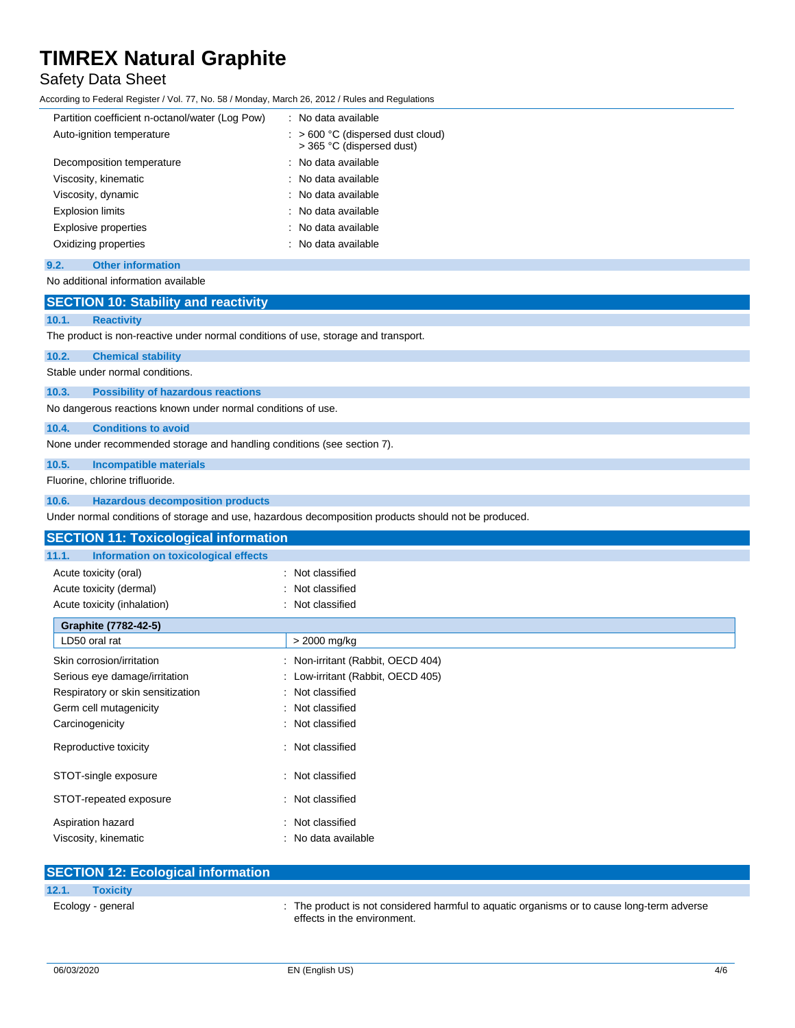| | |
|---|---|
| Partition coefficient n-octanol/water (Log Pow) | : No data available |
| Auto-ignition temperature | : > 600 °C (dispersed dust cloud)<br>> 365 °C (dispersed dust) |
| Decomposition temperature | : No data available |
| Viscosity, kinematic | : No data available |
| Viscosity, dynamic | : No data available |
| Explosion limits | : No data available |
| Explosive properties | : No data available |
| Oxidizing properties | : No data available |

### 9.2. Other information

No additional information available

## SECTION 10: Stability and reactivity

### 10.1. Reactivity

The product is non-reactive under normal conditions of use, storage and transport.

### 10.2. Chemical stability

Stable under normal conditions.

### 10.3. Possibility of hazardous reactions

No dangerous reactions known under normal conditions of use.

### 10.4. Conditions to avoid

None under recommended storage and handling conditions (see section 7).

### 10.5. Incompatible materials

Fluorine, chlorine trifluoride.

### 10.6. Hazardous decomposition products

Under normal conditions of storage and use, hazardous decomposition products should not be produced.

## SECTION 11: Toxicological information

### 11.1. Information on toxicological effects

| | |
|---|---|
| Acute toxicity (oral) | : Not classified |
| Acute toxicity (dermal) | : Not classified |
| Acute toxicity (inhalation) | : Not classified |

| Graphite (7782-42-5) | |
|---|---|
| LD50 oral rat | > 2000 mg/kg |

| | |
|---|---|
| Skin corrosion/irritation | : Non-irritant (Rabbit, OECD 404) |
| Serious eye damage/irritation | : Low-irritant (Rabbit, OECD 405) |
| Respiratory or skin sensitization | : Not classified |
| Germ cell mutagenicity | : Not classified |
| Carcinogenicity | : Not classified |
| Reproductive toxicity | : Not classified |
| STOT-single exposure | : Not classified |
| STOT-repeated exposure | : Not classified |
| Aspiration hazard | : Not classified |
| Viscosity, kinematic | : No data available |

## SECTION 12: Ecological information

### 12.1. Toxicity

| | |
|---|---|
| Ecology - general | : The product is not considered harmful to aquatic organisms or to cause long-term adverse effects in the environment. |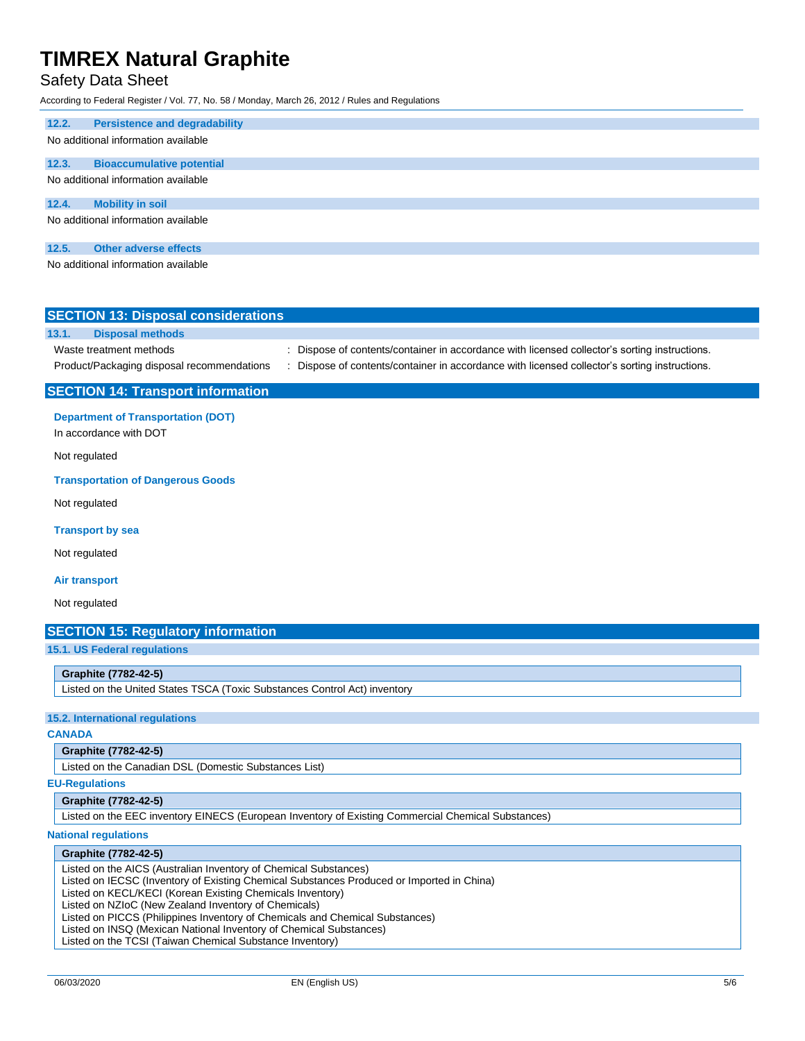### 12.2. Persistence and degradability

No additional information available

### 12.3. Bioaccumulative potential

No additional information available

### 12.4. Mobility in soil

No additional information available

### 12.5. Other adverse effects

No additional information available

## SECTION 13: Disposal considerations

### 13.1. Disposal methods

| | |
|---|---|
| Waste treatment methods | : Dispose of contents/container in accordance with licensed collector's sorting instructions. |
| Product/Packaging disposal recommendations | : Dispose of contents/container in accordance with licensed collector's sorting instructions. |

## SECTION 14: Transport information

**Department of Transportation (DOT)**

In accordance with DOT

Not regulated

**Transportation of Dangerous Goods**

Not regulated

**Transport by sea**

Not regulated

**Air transport**

Not regulated

## SECTION 15: Regulatory information

### 15.1. US Federal regulations

| Graphite (7782-42-5) |
|---|
| Listed on the United States TSCA (Toxic Substances Control Act) inventory |

### 15.2. International regulations

**CANADA**

| Graphite (7782-42-5) |
|---|
| Listed on the Canadian DSL (Domestic Substances List) |

**EU-Regulations**

| Graphite (7782-42-5) |
|---|
| Listed on the EEC inventory EINECS (European Inventory of Existing Commercial Chemical Substances) |

**National regulations**

| Graphite (7782-42-5) |
|---|
| Listed on the AICS (Australian Inventory of Chemical Substances)<br>Listed on IECSC (Inventory of Existing Chemical Substances Produced or Imported in China)<br>Listed on KECL/KECI (Korean Existing Chemicals Inventory)<br>Listed on NZIoC (New Zealand Inventory of Chemicals)<br>Listed on PICCS (Philippines Inventory of Chemicals and Chemical Substances)<br>Listed on INSQ (Mexican National Inventory of Chemical Substances)<br>Listed on the TCSI (Taiwan Chemical Substance Inventory) |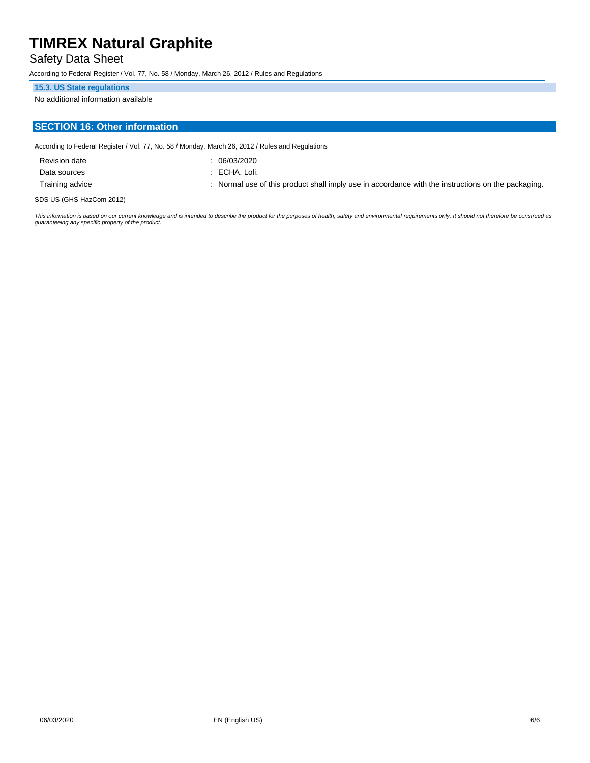### 15.3. US State regulations

No additional information available

## SECTION 16: Other information

According to Federal Register / Vol. 77, No. 58 / Monday, March 26, 2012 / Rules and Regulations

| | |
|---|---|
| Revision date | : 06/03/2020 |
| Data sources | : ECHA. Loli. |
| Training advice | : Normal use of this product shall imply use in accordance with the instructions on the packaging. |

SDS US (GHS HazCom 2012)

*This information is based on our current knowledge and is intended to describe the product for the purposes of health, safety and environmental requirements only. It should not therefore be construed as guaranteeing any specific property of the product.*